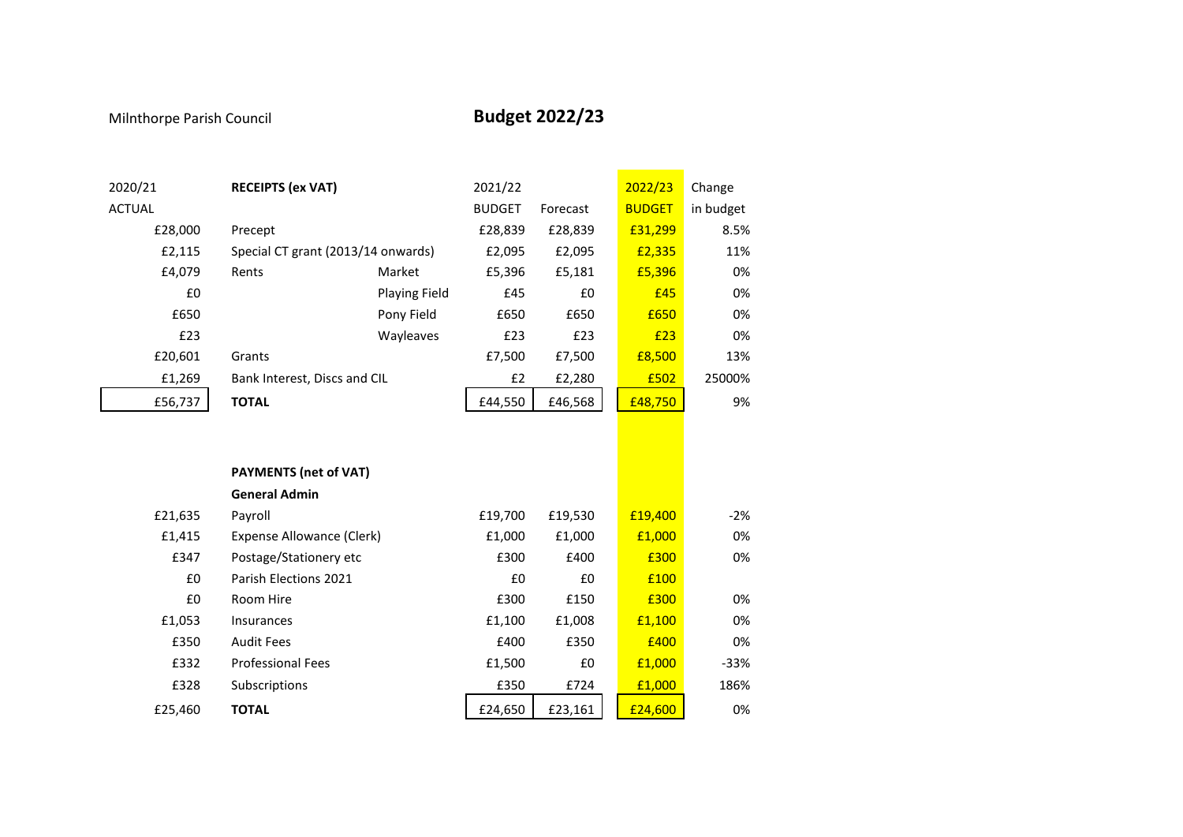Milnthorpe Parish Council

# Budget 2022/23

| 2020/21 ACTUAL | RECEIPTS (ex VAT) | | 2021/22 BUDGET | Forecast | 2022/23 BUDGET | Change in budget |
|---|---|---|---|---|---|---|
| £28,000 | Precept | | £28,839 | £28,839 | £31,299 | 8.5% |
| £2,115 | Special CT grant (2013/14 onwards) | | £2,095 | £2,095 | £2,335 | 11% |
| £4,079 | Rents | Market | £5,396 | £5,181 | £5,396 | 0% |
| £0 | | Playing Field | £45 | £0 | £45 | 0% |
| £650 | | Pony Field | £650 | £650 | £650 | 0% |
| £23 | | Wayleaves | £23 | £23 | £23 | 0% |
| £20,601 | Grants | | £7,500 | £7,500 | £8,500 | 13% |
| £1,269 | Bank Interest, Discs and CIL | | £2 | £2,280 | £502 | 25000% |
| £56,737 | **TOTAL** | | £44,550 | £46,568 | £48,750 | 9% |

| 2020/21 ACTUAL | PAYMENTS (net of VAT) | 2021/22 BUDGET | Forecast | 2022/23 BUDGET | Change in budget |
|---|---|---|---|---|---|
| | **General Admin** | | | | |
| £21,635 | Payroll | £19,700 | £19,530 | £19,400 | -2% |
| £1,415 | Expense Allowance (Clerk) | £1,000 | £1,000 | £1,000 | 0% |
| £347 | Postage/Stationery etc | £300 | £400 | £300 | 0% |
| £0 | Parish Elections 2021 | £0 | £0 | £100 | |
| £0 | Room Hire | £300 | £150 | £300 | 0% |
| £1,053 | Insurances | £1,100 | £1,008 | £1,100 | 0% |
| £350 | Audit Fees | £400 | £350 | £400 | 0% |
| £332 | Professional Fees | £1,500 | £0 | £1,000 | -33% |
| £328 | Subscriptions | £350 | £724 | £1,000 | 186% |
| £25,460 | **TOTAL** | £24,650 | £23,161 | £24,600 | 0% |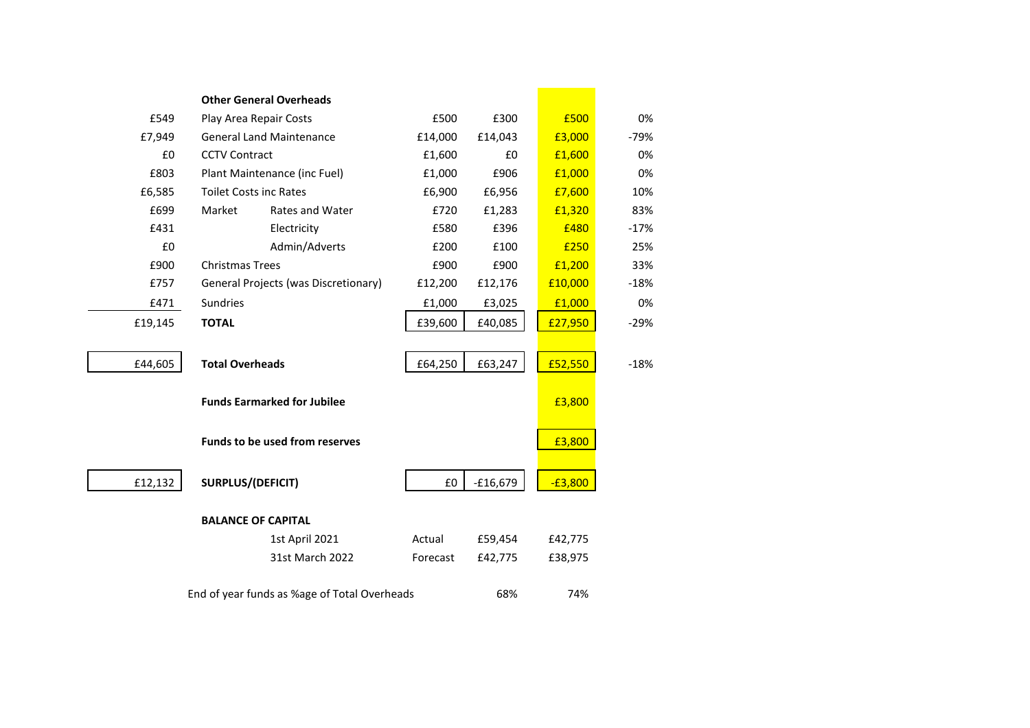| | | | | | | |
|---|---|---|---|---|---|---|
| | **Other General Overheads** | | | | | |
| £549 | Play Area Repair Costs | | £500 | £300 | £500 | 0% |
| £7,949 | General Land Maintenance | | £14,000 | £14,043 | £3,000 | -79% |
| £0 | CCTV Contract | | £1,600 | £0 | £1,600 | 0% |
| £803 | Plant Maintenance (inc Fuel) | | £1,000 | £906 | £1,000 | 0% |
| £6,585 | Toilet Costs inc Rates | | £6,900 | £6,956 | £7,600 | 10% |
| £699 | Market | Rates and Water | £720 | £1,283 | £1,320 | 83% |
| £431 | | Electricity | £580 | £396 | £480 | -17% |
| £0 | | Admin/Adverts | £200 | £100 | £250 | 25% |
| £900 | Christmas Trees | | £900 | £900 | £1,200 | 33% |
| £757 | General Projects (was Discretionary) | | £12,200 | £12,176 | £10,000 | -18% |
| £471 | Sundries | | £1,000 | £3,025 | £1,000 | 0% |
| £19,145 | **TOTAL** | | £39,600 | £40,085 | £27,950 | -29% |
| | | | | | | |
| £44,605 | **Total Overheads** | | £64,250 | £63,247 | £52,550 | -18% |
| | | | | | | |
| | **Funds Earmarked for Jubilee** | | | | £3,800 | |
| | | | | | | |
| | **Funds to be used from reserves** | | | | £3,800 | |
| | | | | | | |
| £12,132 | **SURPLUS/(DEFICIT)** | | £0 | -£16,679 | -£3,800 | |
| | | | | | | |
| | **BALANCE OF CAPITAL** | | | | | |
| | | 1st April 2021 | Actual | £59,454 | £42,775 | |
| | | 31st March 2022 | Forecast | £42,775 | £38,975 | |
| | | | | | | |
| | End of year funds as %age of Total Overheads | | | 68% | 74% | |